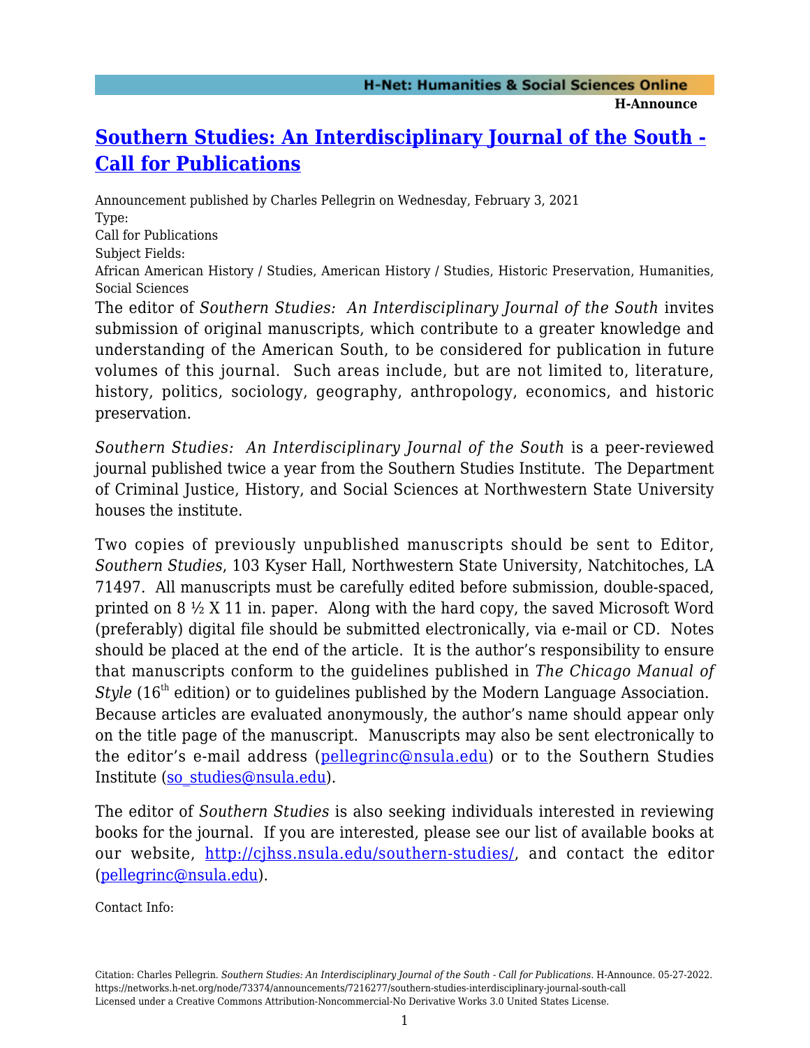# [Southern Studies: An Interdisciplinary Journal of the South - Call for Publications](https://networks.h-net.org/node/73374/announcements/7216277/southern-studies-interdisciplinary-journal-south-call)

Announcement published by Charles Pellegrin on Wednesday, February 3, 2021

Type:

Call for Publications

Subject Fields:

African American History / Studies, American History / Studies, Historic Preservation, Humanities, Social Sciences

The editor of *Southern Studies: An Interdisciplinary Journal of the South* invites submission of original manuscripts, which contribute to a greater knowledge and understanding of the American South, to be considered for publication in future volumes of this journal. Such areas include, but are not limited to, literature, history, politics, sociology, geography, anthropology, economics, and historic preservation.

*Southern Studies: An Interdisciplinary Journal of the South* is a peer-reviewed journal published twice a year from the Southern Studies Institute. The Department of Criminal Justice, History, and Social Sciences at Northwestern State University houses the institute.

Two copies of previously unpublished manuscripts should be sent to Editor, *Southern Studies*, 103 Kyser Hall, Northwestern State University, Natchitoches, LA 71497. All manuscripts must be carefully edited before submission, double-spaced, printed on 8 ½ X 11 in. paper. Along with the hard copy, the saved Microsoft Word (preferably) digital file should be submitted electronically, via e-mail or CD. Notes should be placed at the end of the article. It is the author's responsibility to ensure that manuscripts conform to the guidelines published in *The Chicago Manual of Style* (16th edition) or to guidelines published by the Modern Language Association. Because articles are evaluated anonymously, the author's name should appear only on the title page of the manuscript. Manuscripts may also be sent electronically to the editor's e-mail address ([pellegrinc@nsula.edu](mailto:pellegrinc@nsula.edu)) or to the Southern Studies Institute ([so_studies@nsula.edu](mailto:so_studies@nsula.edu)).

The editor of *Southern Studies* is also seeking individuals interested in reviewing books for the journal. If you are interested, please see our list of available books at our website, [http://cjhss.nsula.edu/southern-studies/](http://cjhss.nsula.edu/southern-studies/), and contact the editor ([pellegrinc@nsula.edu](mailto:pellegrinc@nsula.edu)).

Contact Info: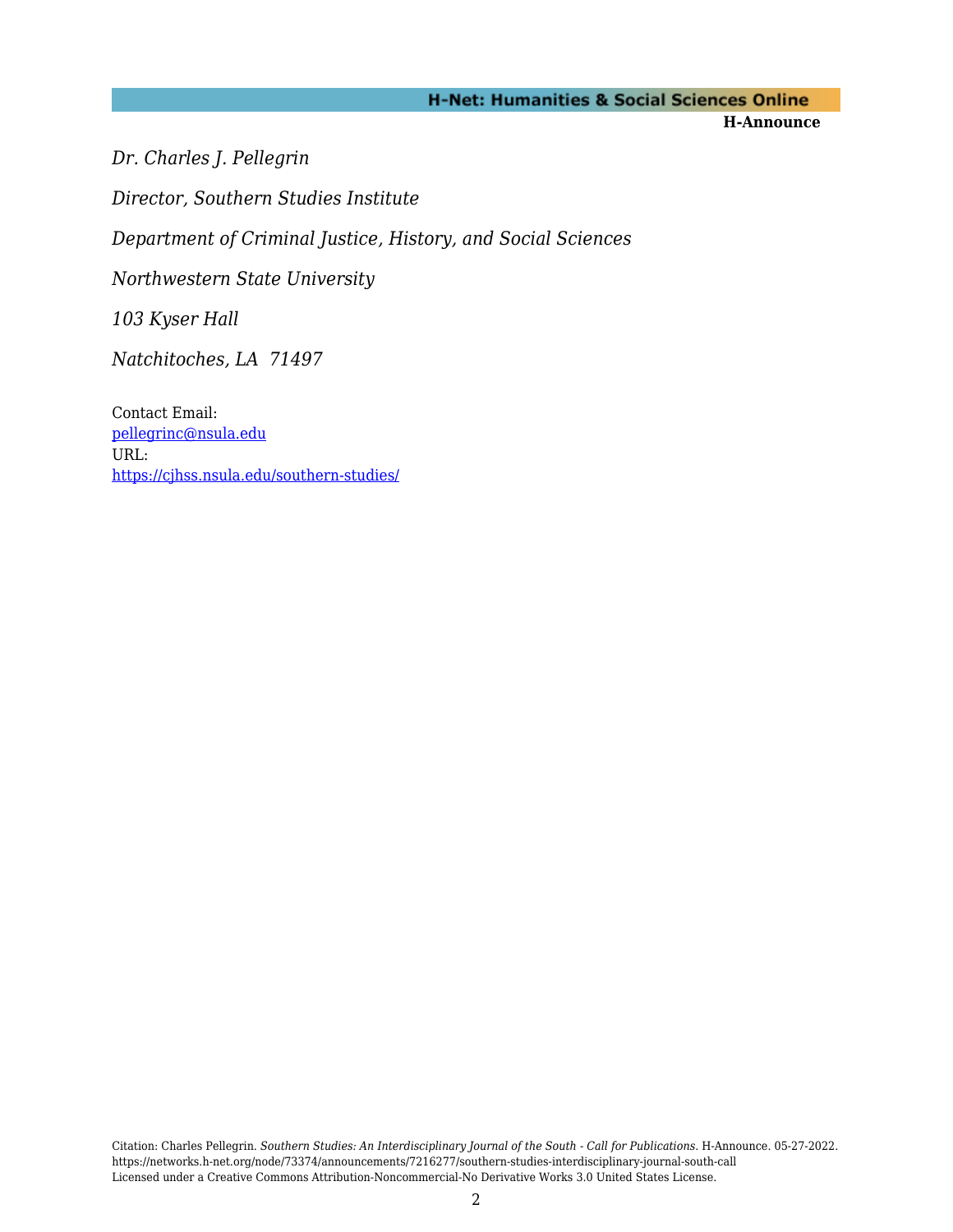*Dr. Charles J. Pellegrin*

*Director, Southern Studies Institute*

*Department of Criminal Justice, History, and Social Sciences*

*Northwestern State University*

*103 Kyser Hall*

*Natchitoches, LA  71497*

Contact Email:
pellegrinc@nsula.edu
URL:
https://cjhss.nsula.edu/southern-studies/